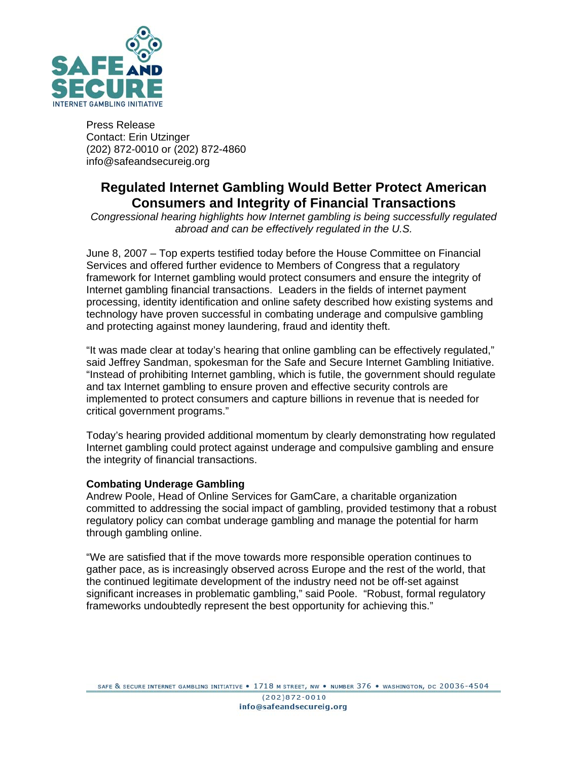SAFE AND SECURE
INTERNET GAMBLING INITIATIVE

Press Release
Contact: Erin Utzinger
(202) 872-0010 or (202) 872-4860
info@safeandsecureig.org

# Regulated Internet Gambling Would Better Protect American Consumers and Integrity of Financial Transactions

*Congressional hearing highlights how Internet gambling is being successfully regulated abroad and can be effectively regulated in the U.S.*

June 8, 2007 – Top experts testified today before the House Committee on Financial Services and offered further evidence to Members of Congress that a regulatory framework for Internet gambling would protect consumers and ensure the integrity of Internet gambling financial transactions. Leaders in the fields of internet payment processing, identity identification and online safety described how existing systems and technology have proven successful in combating underage and compulsive gambling and protecting against money laundering, fraud and identity theft.

"It was made clear at today's hearing that online gambling can be effectively regulated," said Jeffrey Sandman, spokesman for the Safe and Secure Internet Gambling Initiative. "Instead of prohibiting Internet gambling, which is futile, the government should regulate and tax Internet gambling to ensure proven and effective security controls are implemented to protect consumers and capture billions in revenue that is needed for critical government programs."

Today's hearing provided additional momentum by clearly demonstrating how regulated Internet gambling could protect against underage and compulsive gambling and ensure the integrity of financial transactions.

**Combating Underage Gambling**

Andrew Poole, Head of Online Services for GamCare, a charitable organization committed to addressing the social impact of gambling, provided testimony that a robust regulatory policy can combat underage gambling and manage the potential for harm through gambling online.

"We are satisfied that if the move towards more responsible operation continues to gather pace, as is increasingly observed across Europe and the rest of the world, that the continued legitimate development of the industry need not be off-set against significant increases in problematic gambling," said Poole. "Robust, formal regulatory frameworks undoubtedly represent the best opportunity for achieving this."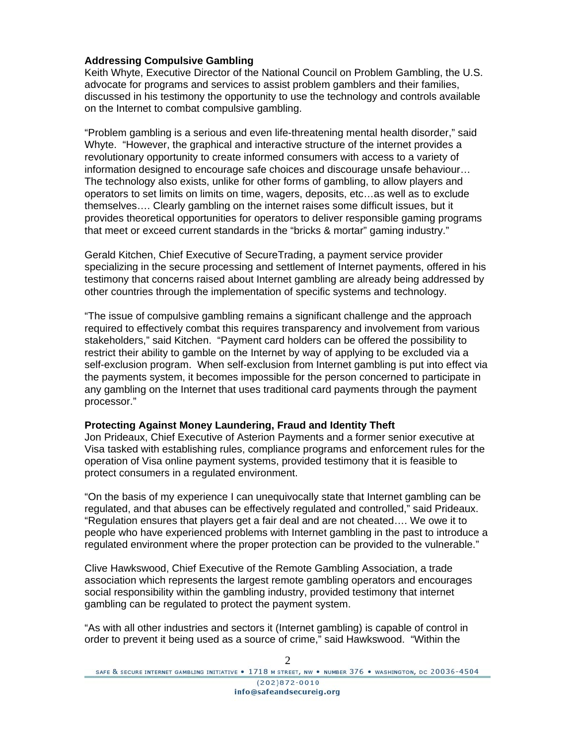**Addressing Compulsive Gambling**

Keith Whyte, Executive Director of the National Council on Problem Gambling, the U.S. advocate for programs and services to assist problem gamblers and their families, discussed in his testimony the opportunity to use the technology and controls available on the Internet to combat compulsive gambling.

“Problem gambling is a serious and even life-threatening mental health disorder,” said Whyte. “However, the graphical and interactive structure of the internet provides a revolutionary opportunity to create informed consumers with access to a variety of information designed to encourage safe choices and discourage unsafe behaviour… The technology also exists, unlike for other forms of gambling, to allow players and operators to set limits on limits on time, wagers, deposits, etc…as well as to exclude themselves…. Clearly gambling on the internet raises some difficult issues, but it provides theoretical opportunities for operators to deliver responsible gaming programs that meet or exceed current standards in the “bricks & mortar” gaming industry.”

Gerald Kitchen, Chief Executive of SecureTrading, a payment service provider specializing in the secure processing and settlement of Internet payments, offered in his testimony that concerns raised about Internet gambling are already being addressed by other countries through the implementation of specific systems and technology.

“The issue of compulsive gambling remains a significant challenge and the approach required to effectively combat this requires transparency and involvement from various stakeholders,” said Kitchen. “Payment card holders can be offered the possibility to restrict their ability to gamble on the Internet by way of applying to be excluded via a self-exclusion program. When self-exclusion from Internet gambling is put into effect via the payments system, it becomes impossible for the person concerned to participate in any gambling on the Internet that uses traditional card payments through the payment processor.”

**Protecting Against Money Laundering, Fraud and Identity Theft**

Jon Prideaux, Chief Executive of Asterion Payments and a former senior executive at Visa tasked with establishing rules, compliance programs and enforcement rules for the operation of Visa online payment systems, provided testimony that it is feasible to protect consumers in a regulated environment.

“On the basis of my experience I can unequivocally state that Internet gambling can be regulated, and that abuses can be effectively regulated and controlled,” said Prideaux. “Regulation ensures that players get a fair deal and are not cheated…. We owe it to people who have experienced problems with Internet gambling in the past to introduce a regulated environment where the proper protection can be provided to the vulnerable.”

Clive Hawkswood, Chief Executive of the Remote Gambling Association, a trade association which represents the largest remote gambling operators and encourages social responsibility within the gambling industry, provided testimony that internet gambling can be regulated to protect the payment system.

“As with all other industries and sectors it (Internet gambling) is capable of control in order to prevent it being used as a source of crime,” said Hawkswood. “Within the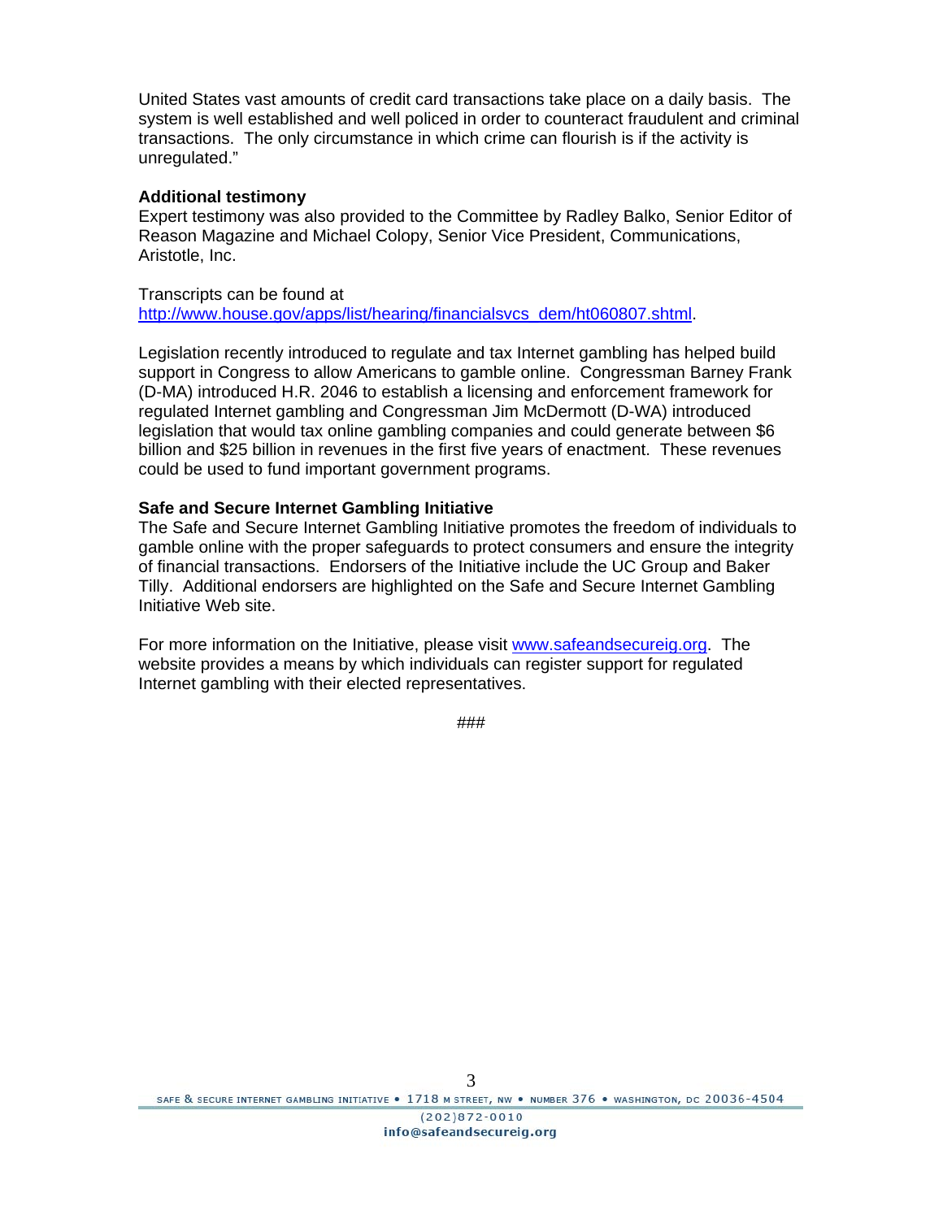United States vast amounts of credit card transactions take place on a daily basis. The system is well established and well policed in order to counteract fraudulent and criminal transactions. The only circumstance in which crime can flourish is if the activity is unregulated."

**Additional testimony**
Expert testimony was also provided to the Committee by Radley Balko, Senior Editor of Reason Magazine and Michael Colopy, Senior Vice President, Communications, Aristotle, Inc.

Transcripts can be found at http://www.house.gov/apps/list/hearing/financialsvcs_dem/ht060807.shtml.

Legislation recently introduced to regulate and tax Internet gambling has helped build support in Congress to allow Americans to gamble online. Congressman Barney Frank (D-MA) introduced H.R. 2046 to establish a licensing and enforcement framework for regulated Internet gambling and Congressman Jim McDermott (D-WA) introduced legislation that would tax online gambling companies and could generate between $6 billion and $25 billion in revenues in the first five years of enactment. These revenues could be used to fund important government programs.

**Safe and Secure Internet Gambling Initiative**
The Safe and Secure Internet Gambling Initiative promotes the freedom of individuals to gamble online with the proper safeguards to protect consumers and ensure the integrity of financial transactions. Endorsers of the Initiative include the UC Group and Baker Tilly. Additional endorsers are highlighted on the Safe and Secure Internet Gambling Initiative Web site.

For more information on the Initiative, please visit www.safeandsecureig.org. The website provides a means by which individuals can register support for regulated Internet gambling with their elected representatives.

###

SAFE & SECURE INTERNET GAMBLING INITIATIVE • 1718 M STREET, NW • NUMBER 376 • WASHINGTON, DC 20036-4504
(202)872-0010
info@safeandsecureig.org